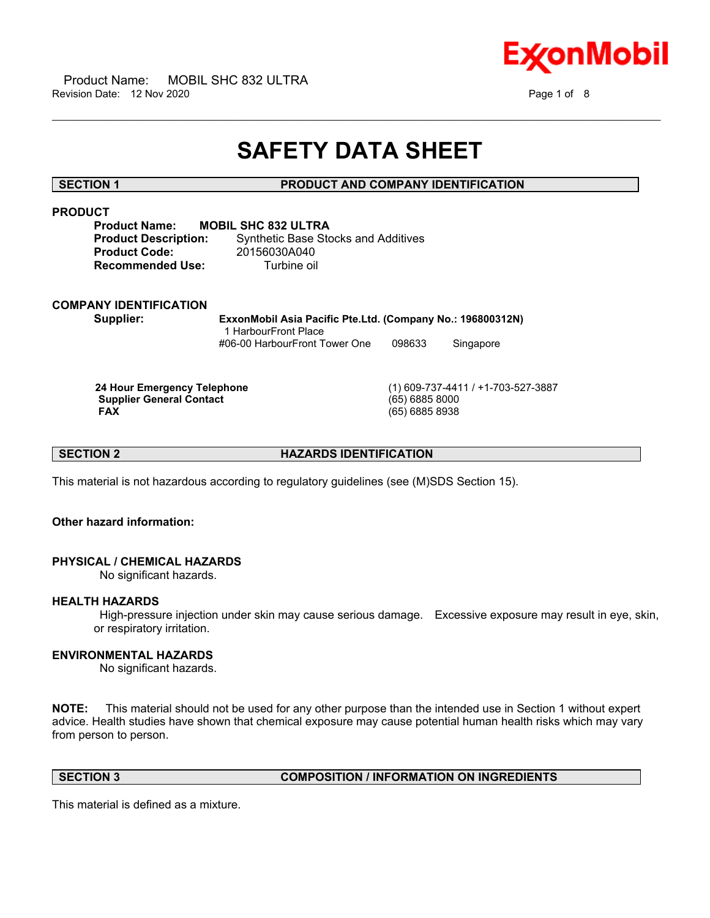# SAFETY DATA SHEET

## SECTION 1 PRODUCT AND COMPANY IDENTIFICATION

### PRODUCT

**Product Name:** **MOBIL SHC 832 ULTRA**
**Product Description:** Synthetic Base Stocks and Additives
**Product Code:** 20156030A040
**Recommended Use:** Turbine oil

### COMPANY IDENTIFICATION

**Supplier:** **ExxonMobil Asia Pacific Pte.Ltd. (Company No.: 196800312N)**
1 HarbourFront Place
#06-00 HarbourFront Tower One 098633 Singapore

| | |
|---|---|
| **24 Hour Emergency Telephone** | (1) 609-737-4411 / +1-703-527-3887 |
| **Supplier General Contact** | (65) 6885 8000 |
| **FAX** | (65) 6885 8938 |

## SECTION 2 HAZARDS IDENTIFICATION

This material is not hazardous according to regulatory guidelines (see (M)SDS Section 15).

**Other hazard information:**

### PHYSICAL / CHEMICAL HAZARDS

No significant hazards.

### HEALTH HAZARDS

High-pressure injection under skin may cause serious damage. Excessive exposure may result in eye, skin, or respiratory irritation.

### ENVIRONMENTAL HAZARDS

No significant hazards.

**NOTE:** This material should not be used for any other purpose than the intended use in Section 1 without expert advice. Health studies have shown that chemical exposure may cause potential human health risks which may vary from person to person.

## SECTION 3 COMPOSITION / INFORMATION ON INGREDIENTS

This material is defined as a mixture.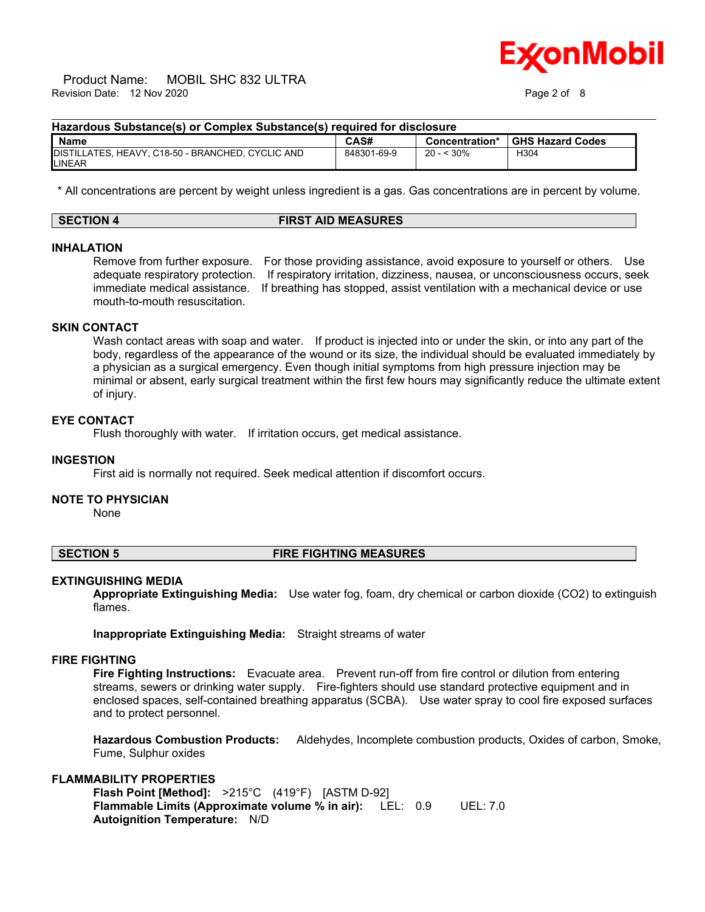**Hazardous Substance(s) or Complex Substance(s) required for disclosure**

| Name | CAS# | Concentration* | GHS Hazard Codes |
| --- | --- | --- | --- |
| DISTILLATES, HEAVY, C18-50 - BRANCHED, CYCLIC AND LINEAR | 848301-69-9 | 20 - < 30% | H304 |

\* All concentrations are percent by weight unless ingredient is a gas. Gas concentrations are in percent by volume.

## SECTION 4 FIRST AID MEASURES

### INHALATION

Remove from further exposure. For those providing assistance, avoid exposure to yourself or others. Use adequate respiratory protection. If respiratory irritation, dizziness, nausea, or unconsciousness occurs, seek immediate medical assistance. If breathing has stopped, assist ventilation with a mechanical device or use mouth-to-mouth resuscitation.

### SKIN CONTACT

Wash contact areas with soap and water. If product is injected into or under the skin, or into any part of the body, regardless of the appearance of the wound or its size, the individual should be evaluated immediately by a physician as a surgical emergency. Even though initial symptoms from high pressure injection may be minimal or absent, early surgical treatment within the first few hours may significantly reduce the ultimate extent of injury.

### EYE CONTACT

Flush thoroughly with water. If irritation occurs, get medical assistance.

### INGESTION

First aid is normally not required. Seek medical attention if discomfort occurs.

### NOTE TO PHYSICIAN

None

## SECTION 5 FIRE FIGHTING MEASURES

### EXTINGUISHING MEDIA

**Appropriate Extinguishing Media:** Use water fog, foam, dry chemical or carbon dioxide ($CO_2$) to extinguish flames.

**Inappropriate Extinguishing Media:** Straight streams of water

### FIRE FIGHTING

**Fire Fighting Instructions:** Evacuate area. Prevent run-off from fire control or dilution from entering streams, sewers or drinking water supply. Fire-fighters should use standard protective equipment and in enclosed spaces, self-contained breathing apparatus (SCBA). Use water spray to cool fire exposed surfaces and to protect personnel.

**Hazardous Combustion Products:** Aldehydes, Incomplete combustion products, Oxides of carbon, Smoke, Fume, Sulphur oxides

### FLAMMABILITY PROPERTIES

**Flash Point [Method]:** >215°C (419°F) [ASTM D-92]
**Flammable Limits (Approximate volume % in air):** LEL: 0.9 UEL: 7.0
**Autoignition Temperature:** N/D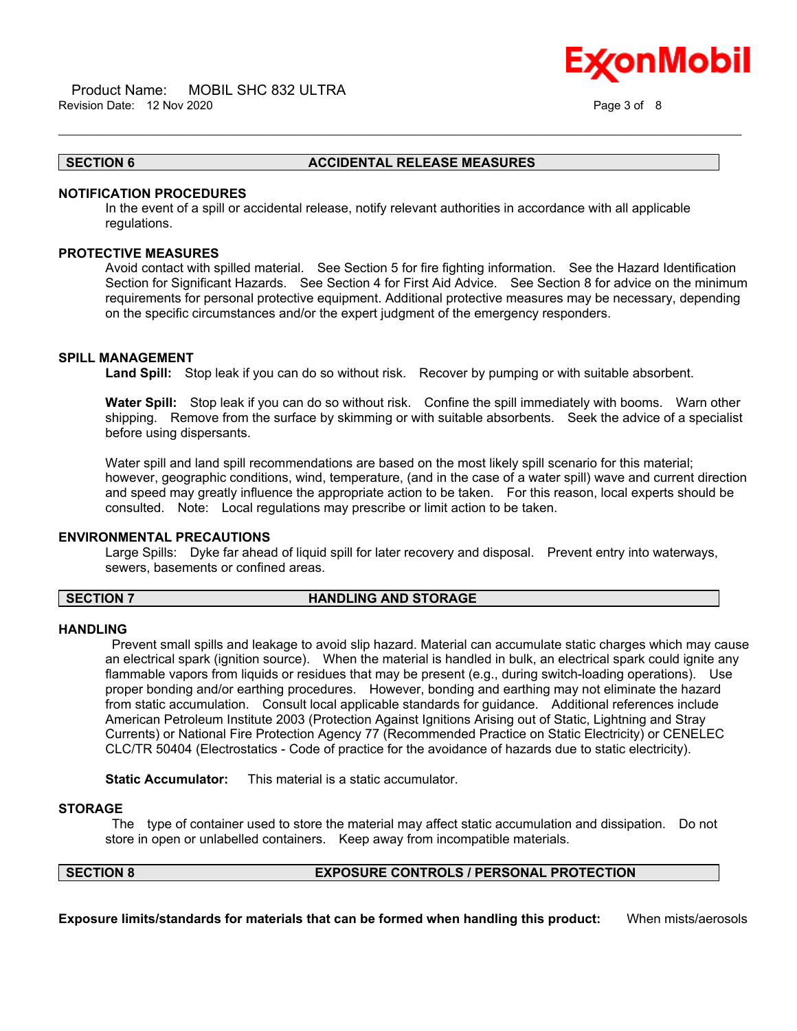## SECTION 6 ACCIDENTAL RELEASE MEASURES

### NOTIFICATION PROCEDURES

In the event of a spill or accidental release, notify relevant authorities in accordance with all applicable regulations.

### PROTECTIVE MEASURES

Avoid contact with spilled material. See Section 5 for fire fighting information. See the Hazard Identification Section for Significant Hazards. See Section 4 for First Aid Advice. See Section 8 for advice on the minimum requirements for personal protective equipment. Additional protective measures may be necessary, depending on the specific circumstances and/or the expert judgment of the emergency responders.

### SPILL MANAGEMENT

**Land Spill:** Stop leak if you can do so without risk. Recover by pumping or with suitable absorbent.

**Water Spill:** Stop leak if you can do so without risk. Confine the spill immediately with booms. Warn other shipping. Remove from the surface by skimming or with suitable absorbents. Seek the advice of a specialist before using dispersants.

Water spill and land spill recommendations are based on the most likely spill scenario for this material; however, geographic conditions, wind, temperature, (and in the case of a water spill) wave and current direction and speed may greatly influence the appropriate action to be taken. For this reason, local experts should be consulted. Note: Local regulations may prescribe or limit action to be taken.

### ENVIRONMENTAL PRECAUTIONS

Large Spills: Dyke far ahead of liquid spill for later recovery and disposal. Prevent entry into waterways, sewers, basements or confined areas.

## SECTION 7 HANDLING AND STORAGE

### HANDLING

Prevent small spills and leakage to avoid slip hazard. Material can accumulate static charges which may cause an electrical spark (ignition source). When the material is handled in bulk, an electrical spark could ignite any flammable vapors from liquids or residues that may be present (e.g., during switch-loading operations). Use proper bonding and/or earthing procedures. However, bonding and earthing may not eliminate the hazard from static accumulation. Consult local applicable standards for guidance. Additional references include American Petroleum Institute 2003 (Protection Against Ignitions Arising out of Static, Lightning and Stray Currents) or National Fire Protection Agency 77 (Recommended Practice on Static Electricity) or CENELEC CLC/TR 50404 (Electrostatics - Code of practice for the avoidance of hazards due to static electricity).

**Static Accumulator:** This material is a static accumulator.

### STORAGE

The type of container used to store the material may affect static accumulation and dissipation. Do not store in open or unlabelled containers. Keep away from incompatible materials.

## SECTION 8 EXPOSURE CONTROLS / PERSONAL PROTECTION

**Exposure limits/standards for materials that can be formed when handling this product:** When mists/aerosols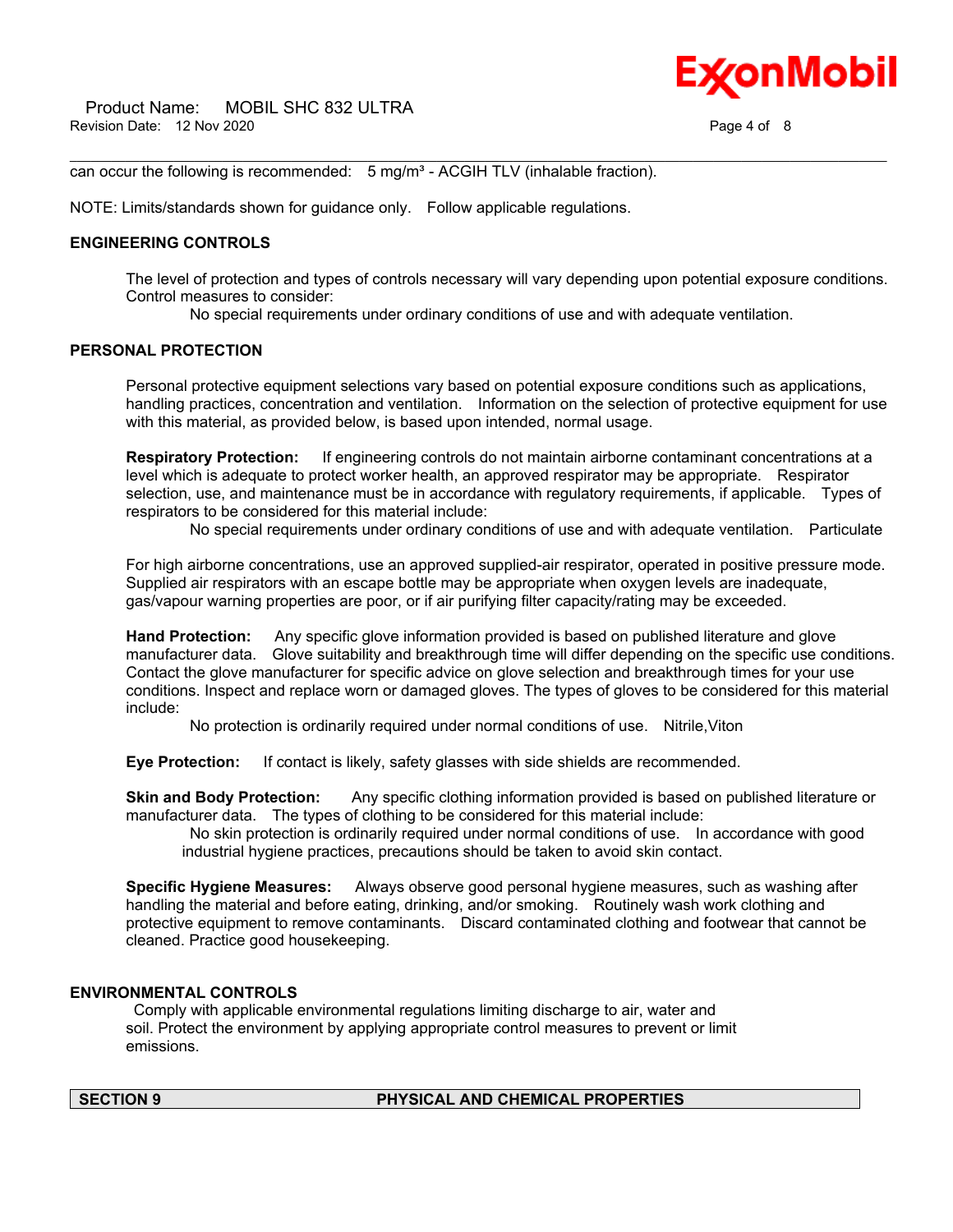can occur the following is recommended: 5 mg/m³ - ACGIH TLV (inhalable fraction).

NOTE: Limits/standards shown for guidance only. Follow applicable regulations.

**ENGINEERING CONTROLS**

The level of protection and types of controls necessary will vary depending upon potential exposure conditions. Control measures to consider:

No special requirements under ordinary conditions of use and with adequate ventilation.

**PERSONAL PROTECTION**

Personal protective equipment selections vary based on potential exposure conditions such as applications, handling practices, concentration and ventilation. Information on the selection of protective equipment for use with this material, as provided below, is based upon intended, normal usage.

**Respiratory Protection:** If engineering controls do not maintain airborne contaminant concentrations at a level which is adequate to protect worker health, an approved respirator may be appropriate. Respirator selection, use, and maintenance must be in accordance with regulatory requirements, if applicable. Types of respirators to be considered for this material include:

No special requirements under ordinary conditions of use and with adequate ventilation. Particulate

For high airborne concentrations, use an approved supplied-air respirator, operated in positive pressure mode. Supplied air respirators with an escape bottle may be appropriate when oxygen levels are inadequate, gas/vapour warning properties are poor, or if air purifying filter capacity/rating may be exceeded.

**Hand Protection:** Any specific glove information provided is based on published literature and glove manufacturer data. Glove suitability and breakthrough time will differ depending on the specific use conditions. Contact the glove manufacturer for specific advice on glove selection and breakthrough times for your use conditions. Inspect and replace worn or damaged gloves. The types of gloves to be considered for this material include:

No protection is ordinarily required under normal conditions of use. Nitrile,Viton

**Eye Protection:** If contact is likely, safety glasses with side shields are recommended.

**Skin and Body Protection:** Any specific clothing information provided is based on published literature or manufacturer data. The types of clothing to be considered for this material include:

No skin protection is ordinarily required under normal conditions of use. In accordance with good industrial hygiene practices, precautions should be taken to avoid skin contact.

**Specific Hygiene Measures:** Always observe good personal hygiene measures, such as washing after handling the material and before eating, drinking, and/or smoking. Routinely wash work clothing and protective equipment to remove contaminants. Discard contaminated clothing and footwear that cannot be cleaned. Practice good housekeeping.

**ENVIRONMENTAL CONTROLS**

Comply with applicable environmental regulations limiting discharge to air, water and soil. Protect the environment by applying appropriate control measures to prevent or limit emissions.

## SECTION 9 PHYSICAL AND CHEMICAL PROPERTIES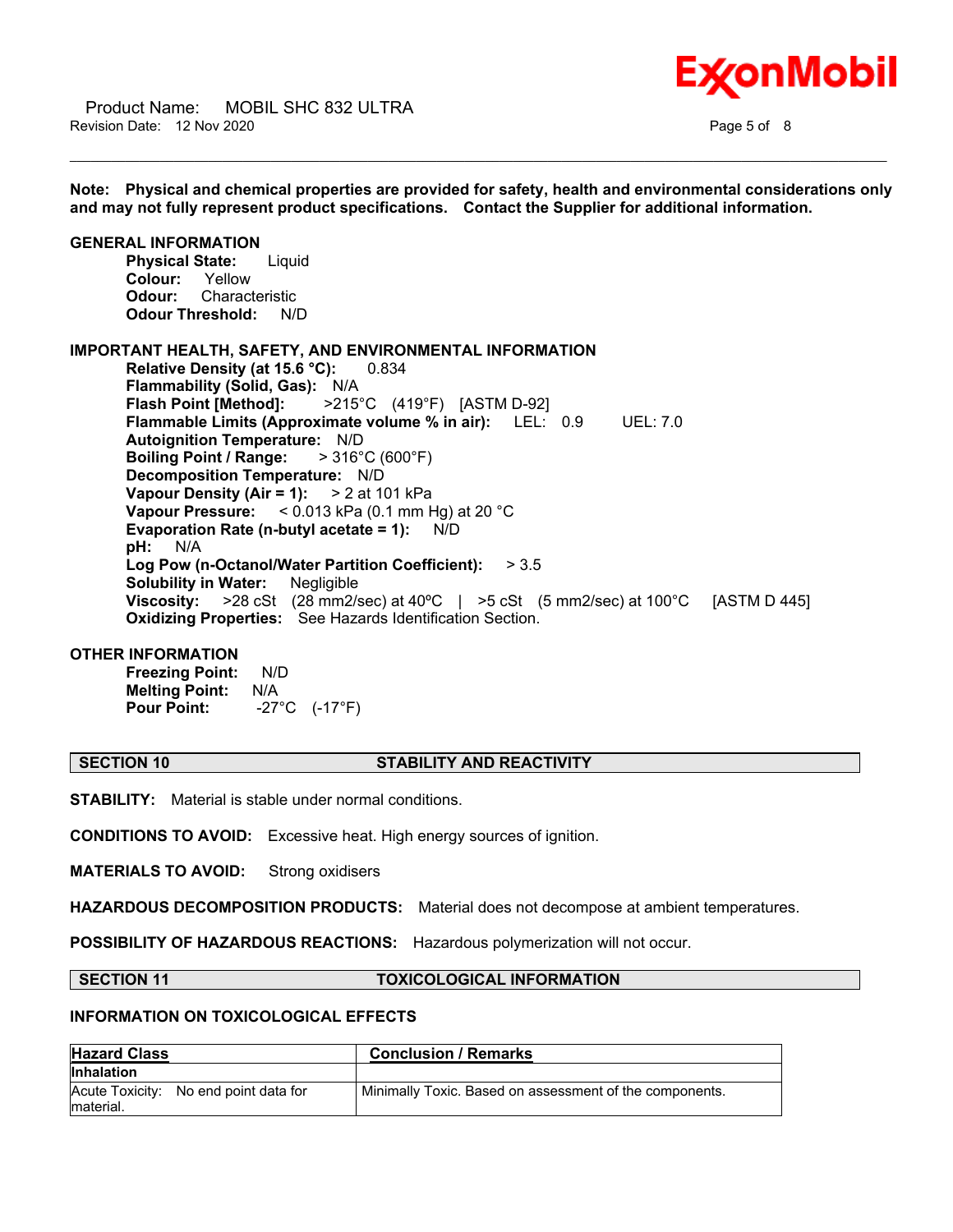**Note: Physical and chemical properties are provided for safety, health and environmental considerations only and may not fully represent product specifications. Contact the Supplier for additional information.**

**GENERAL INFORMATION**

**Physical State:** Liquid
**Colour:** Yellow
**Odour:** Characteristic
**Odour Threshold:** N/D

**IMPORTANT HEALTH, SAFETY, AND ENVIRONMENTAL INFORMATION**

**Relative Density (at 15.6 °C):** 0.834
**Flammability (Solid, Gas):** N/A
**Flash Point [Method]:** >215°C (419°F) [ASTM D-92]
**Flammable Limits (Approximate volume % in air):** LEL: 0.9 UEL: 7.0
**Autoignition Temperature:** N/D
**Boiling Point / Range:** > 316°C (600°F)
**Decomposition Temperature:** N/D
**Vapour Density (Air = 1):** > 2 at 101 kPa
**Vapour Pressure:** < 0.013 kPa (0.1 mm Hg) at 20 °C
**Evaporation Rate (n-butyl acetate = 1):** N/D
**pH:** N/A
**Log Pow (n-Octanol/Water Partition Coefficient):** > 3.5
**Solubility in Water:** Negligible
**Viscosity:** >28 cSt (28 mm2/sec) at 40ºC | >5 cSt (5 mm2/sec) at 100°C [ASTM D 445]
**Oxidizing Properties:** See Hazards Identification Section.

**OTHER INFORMATION**

**Freezing Point:** N/D
**Melting Point:** N/A
**Pour Point:** -27°C (-17°F)

## SECTION 10 STABILITY AND REACTIVITY

**STABILITY:** Material is stable under normal conditions.

**CONDITIONS TO AVOID:** Excessive heat. High energy sources of ignition.

**MATERIALS TO AVOID:** Strong oxidisers

**HAZARDOUS DECOMPOSITION PRODUCTS:** Material does not decompose at ambient temperatures.

**POSSIBILITY OF HAZARDOUS REACTIONS:** Hazardous polymerization will not occur.

## SECTION 11 TOXICOLOGICAL INFORMATION

**INFORMATION ON TOXICOLOGICAL EFFECTS**

| Hazard Class | Conclusion / Remarks |
|---|---|
| **Inhalation** | |
| Acute Toxicity: No end point data for material. | Minimally Toxic. Based on assessment of the components. |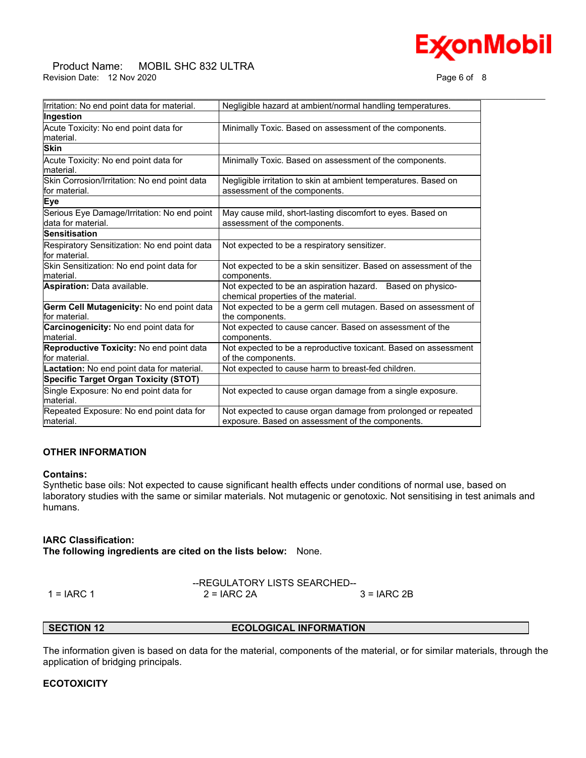| | |
|---|---|
| Irritation: No end point data for material. | Negligible hazard at ambient/normal handling temperatures. |
| **Ingestion** | |
| Acute Toxicity: No end point data for material. | Minimally Toxic. Based on assessment of the components. |
| **Skin** | |
| Acute Toxicity: No end point data for material. | Minimally Toxic. Based on assessment of the components. |
| Skin Corrosion/Irritation: No end point data for material. | Negligible irritation to skin at ambient temperatures. Based on assessment of the components. |
| **Eye** | |
| Serious Eye Damage/Irritation: No end point data for material. | May cause mild, short-lasting discomfort to eyes. Based on assessment of the components. |
| **Sensitisation** | |
| Respiratory Sensitization: No end point data for material. | Not expected to be a respiratory sensitizer. |
| Skin Sensitization: No end point data for material. | Not expected to be a skin sensitizer. Based on assessment of the components. |
| **Aspiration:** Data available. | Not expected to be an aspiration hazard. Based on physico-chemical properties of the material. |
| **Germ Cell Mutagenicity:** No end point data for material. | Not expected to be a germ cell mutagen. Based on assessment of the components. |
| **Carcinogenicity:** No end point data for material. | Not expected to cause cancer. Based on assessment of the components. |
| **Reproductive Toxicity:** No end point data for material. | Not expected to be a reproductive toxicant. Based on assessment of the components. |
| **Lactation:** No end point data for material. | Not expected to cause harm to breast-fed children. |
| **Specific Target Organ Toxicity (STOT)** | |
| Single Exposure: No end point data for material. | Not expected to cause organ damage from a single exposure. |
| Repeated Exposure: No end point data for material. | Not expected to cause organ damage from prolonged or repeated exposure. Based on assessment of the components. |

**OTHER INFORMATION**

**Contains:**
Synthetic base oils: Not expected to cause significant health effects under conditions of normal use, based on laboratory studies with the same or similar materials. Not mutagenic or genotoxic. Not sensitising in test animals and humans.

**IARC Classification:**
**The following ingredients are cited on the lists below:** None.

--REGULATORY LISTS SEARCHED--

1 = IARC 1 2 = IARC 2A 3 = IARC 2B

## SECTION 12 ECOLOGICAL INFORMATION

The information given is based on data for the material, components of the material, or for similar materials, through the application of bridging principals.

**ECOTOXICITY**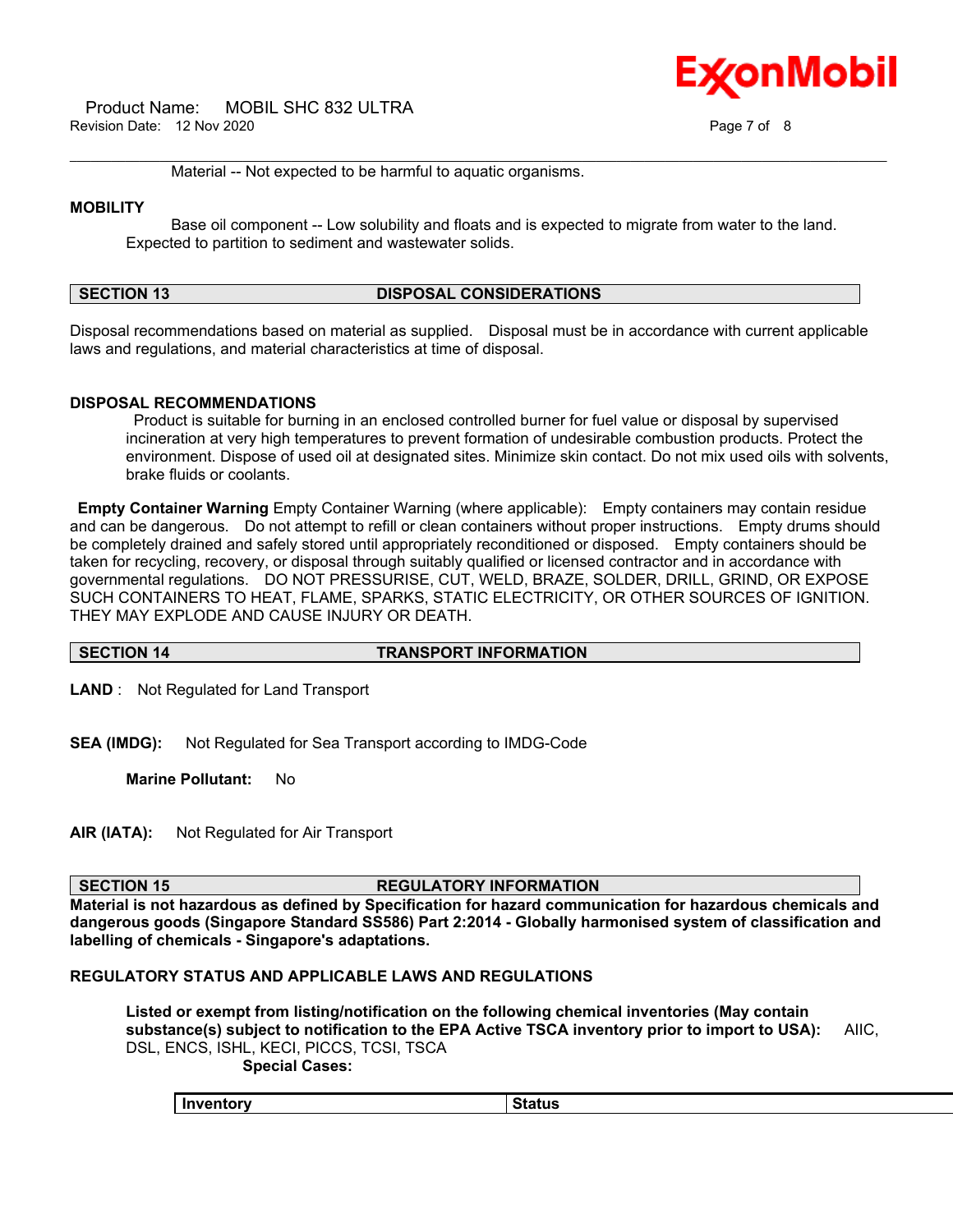Material -- Not expected to be harmful to aquatic organisms.

**MOBILITY**

Base oil component -- Low solubility and floats and is expected to migrate from water to the land. Expected to partition to sediment and wastewater solids.

## SECTION 13 DISPOSAL CONSIDERATIONS

Disposal recommendations based on material as supplied. Disposal must be in accordance with current applicable laws and regulations, and material characteristics at time of disposal.

**DISPOSAL RECOMMENDATIONS**

Product is suitable for burning in an enclosed controlled burner for fuel value or disposal by supervised incineration at very high temperatures to prevent formation of undesirable combustion products. Protect the environment. Dispose of used oil at designated sites. Minimize skin contact. Do not mix used oils with solvents, brake fluids or coolants.

**Empty Container Warning** Empty Container Warning (where applicable): Empty containers may contain residue and can be dangerous. Do not attempt to refill or clean containers without proper instructions. Empty drums should be completely drained and safely stored until appropriately reconditioned or disposed. Empty containers should be taken for recycling, recovery, or disposal through suitably qualified or licensed contractor and in accordance with governmental regulations. DO NOT PRESSURISE, CUT, WELD, BRAZE, SOLDER, DRILL, GRIND, OR EXPOSE SUCH CONTAINERS TO HEAT, FLAME, SPARKS, STATIC ELECTRICITY, OR OTHER SOURCES OF IGNITION. THEY MAY EXPLODE AND CAUSE INJURY OR DEATH.

## SECTION 14 TRANSPORT INFORMATION

**LAND** : Not Regulated for Land Transport

**SEA (IMDG):** Not Regulated for Sea Transport according to IMDG-Code

**Marine Pollutant:** No

**AIR (IATA):** Not Regulated for Air Transport

## SECTION 15 REGULATORY INFORMATION

**Material is not hazardous as defined by Specification for hazard communication for hazardous chemicals and dangerous goods (Singapore Standard SS586) Part 2:2014 - Globally harmonised system of classification and labelling of chemicals - Singapore's adaptations.**

**REGULATORY STATUS AND APPLICABLE LAWS AND REGULATIONS**

**Listed or exempt from listing/notification on the following chemical inventories (May contain substance(s) subject to notification to the EPA Active TSCA inventory prior to import to USA):** AIIC, DSL, ENCS, ISHL, KECI, PICCS, TCSI, TSCA

**Special Cases:**

| Inventory | Status |
|---|---|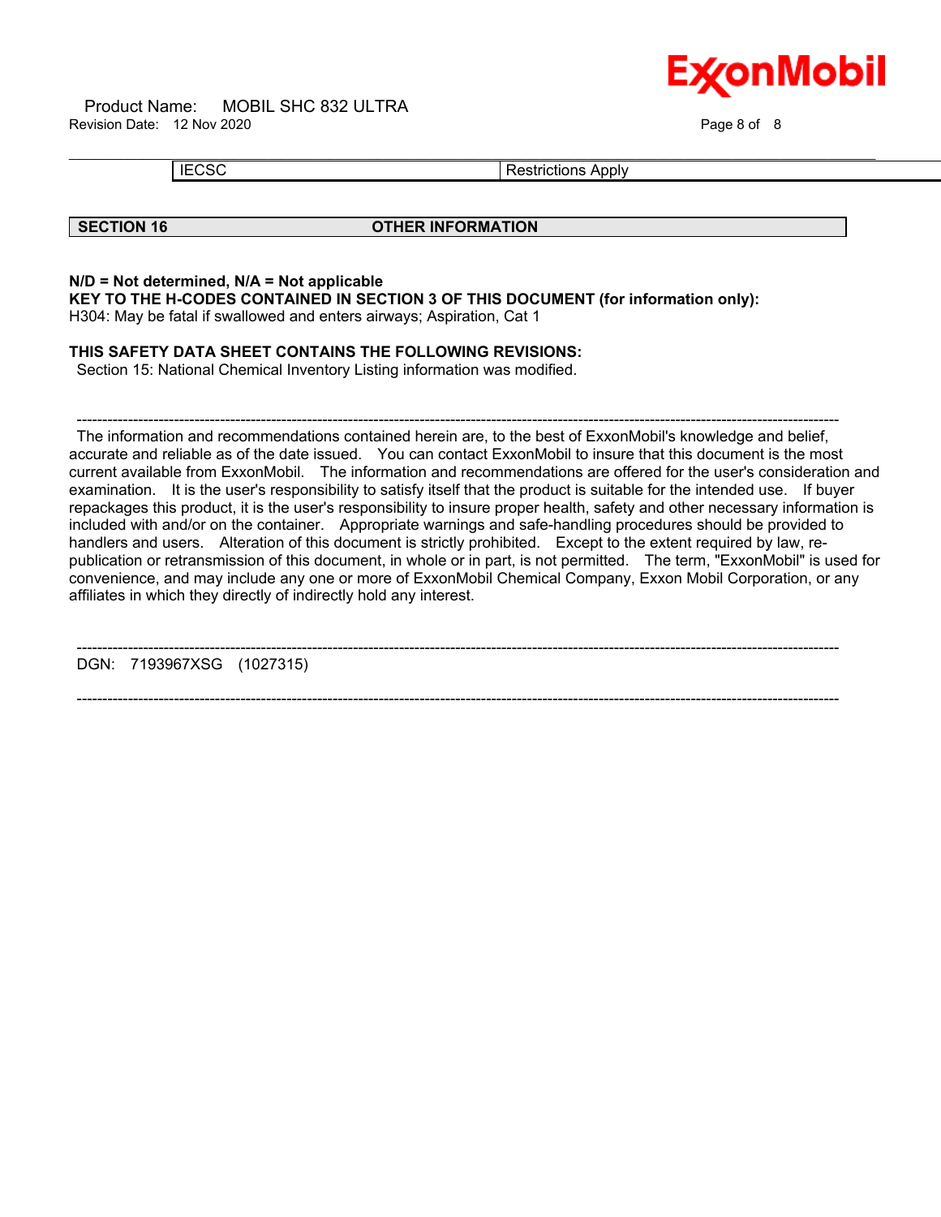| | |
|---|---|
| IECSC | Restrictions Apply |

## SECTION 16 OTHER INFORMATION

**N/D = Not determined, N/A = Not applicable**

**KEY TO THE H-CODES CONTAINED IN SECTION 3 OF THIS DOCUMENT (for information only):**

H304: May be fatal if swallowed and enters airways; Aspiration, Cat 1

**THIS SAFETY DATA SHEET CONTAINS THE FOLLOWING REVISIONS:**

Section 15: National Chemical Inventory Listing information was modified.

-----------------------------------------------------------------------------------------------------------------------------------------------

The information and recommendations contained herein are, to the best of ExxonMobil's knowledge and belief, accurate and reliable as of the date issued. You can contact ExxonMobil to insure that this document is the most current available from ExxonMobil. The information and recommendations are offered for the user's consideration and examination. It is the user's responsibility to satisfy itself that the product is suitable for the intended use. If buyer repackages this product, it is the user's responsibility to insure proper health, safety and other necessary information is included with and/or on the container. Appropriate warnings and safe-handling procedures should be provided to handlers and users. Alteration of this document is strictly prohibited. Except to the extent required by law, re-publication or retransmission of this document, in whole or in part, is not permitted. The term, "ExxonMobil" is used for convenience, and may include any one or more of ExxonMobil Chemical Company, Exxon Mobil Corporation, or any affiliates in which they directly of indirectly hold any interest.

-----------------------------------------------------------------------------------------------------------------------------------------------

DGN: 7193967XSG (1027315)

-----------------------------------------------------------------------------------------------------------------------------------------------